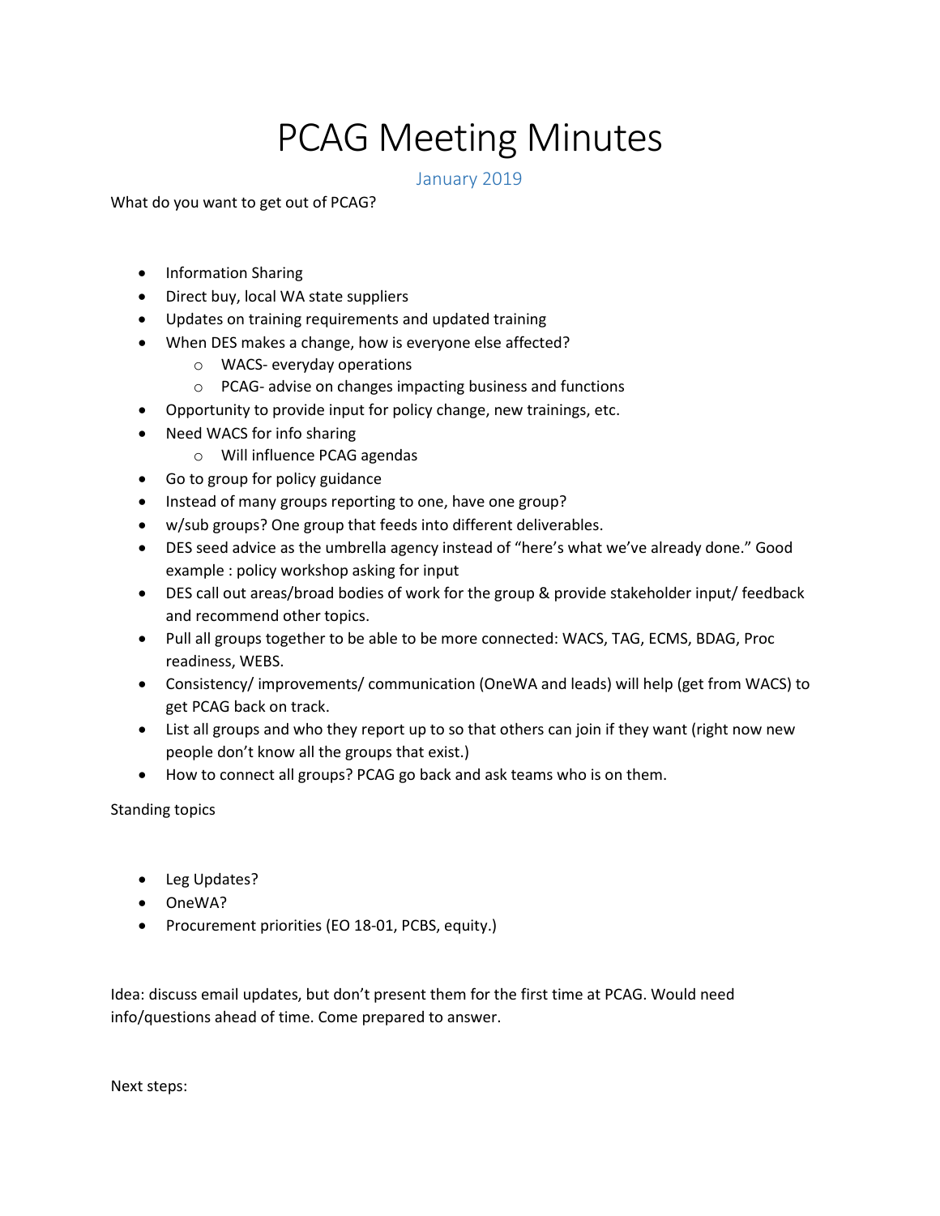# PCAG Meeting Minutes

January 2019

What do you want to get out of PCAG?

- Information Sharing
- Direct buy, local WA state suppliers
- Updates on training requirements and updated training
- When DES makes a change, how is everyone else affected?
  - WACS- everyday operations
  - PCAG- advise on changes impacting business and functions
- Opportunity to provide input for policy change, new trainings, etc.
- Need WACS for info sharing
  - Will influence PCAG agendas
- Go to group for policy guidance
- Instead of many groups reporting to one, have one group?
- w/sub groups? One group that feeds into different deliverables.
- DES seed advice as the umbrella agency instead of "here's what we've already done." Good example : policy workshop asking for input
- DES call out areas/broad bodies of work for the group & provide stakeholder input/ feedback and recommend other topics.
- Pull all groups together to be able to be more connected: WACS, TAG, ECMS, BDAG, Proc readiness, WEBS.
- Consistency/ improvements/ communication (OneWA and leads) will help (get from WACS) to get PCAG back on track.
- List all groups and who they report up to so that others can join if they want (right now new people don't know all the groups that exist.)
- How to connect all groups? PCAG go back and ask teams who is on them.

Standing topics

- Leg Updates?
- OneWA?
- Procurement priorities (EO 18-01, PCBS, equity.)

Idea: discuss email updates, but don't present them for the first time at PCAG. Would need info/questions ahead of time. Come prepared to answer.

Next steps: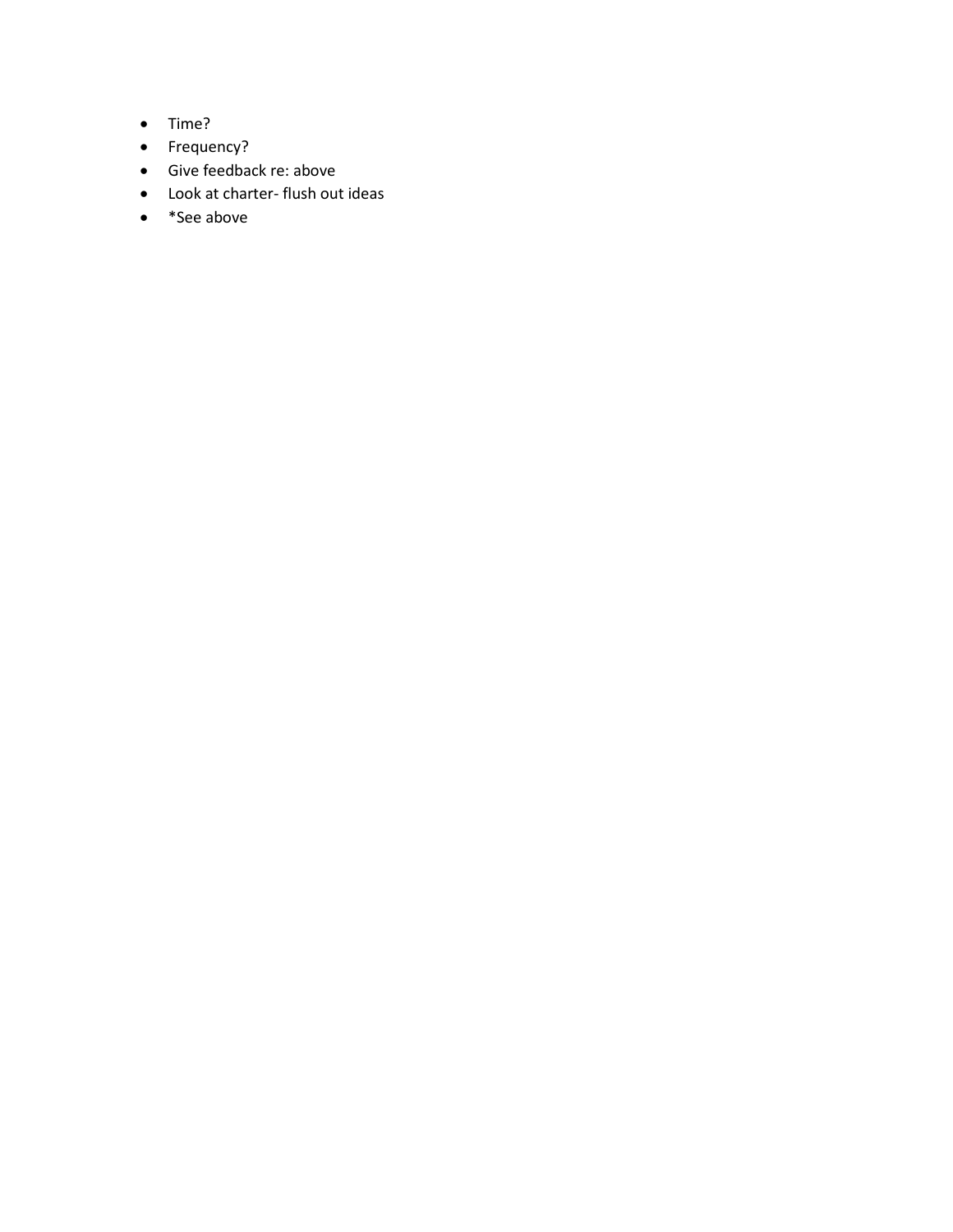- Time?
- Frequency?
- Give feedback re: above
- Look at charter- flush out ideas
- *See above